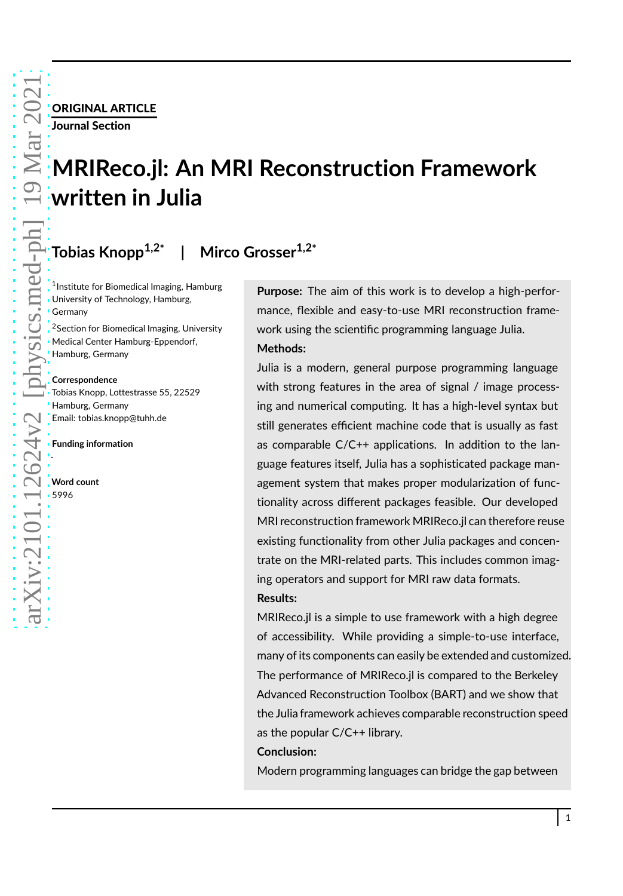**ORIGINAL ARTICLE**

**Journal Section**

# MRIReco.jl: An MRI Reconstruction Framework written in Julia

**Tobias Knopp**[1,2*] | **Mirco Grosser**[1,2*]

[1]Institute for Biomedical Imaging, Hamburg University of Technology, Hamburg, Germany

[2]Section for Biomedical Imaging, University Medical Center Hamburg-Eppendorf, Hamburg, Germany

**Correspondence**

Tobias Knopp, Lottestrasse 55, 22529 Hamburg, Germany

Email: tobias.knopp@tuhh.de

**Funding information**

-

**Word count**

5996

**Purpose:** The aim of this work is to develop a high-performance, flexible and easy-to-use MRI reconstruction framework using the scientific programming language Julia.

**Methods:**

Julia is a modern, general purpose programming language with strong features in the area of signal / image processing and numerical computing. It has a high-level syntax but still generates efficient machine code that is usually as fast as comparable C/C++ applications. In addition to the language features itself, Julia has a sophisticated package management system that makes proper modularization of functionality across different packages feasible. Our developed MRI reconstruction framework MRIReco.jl can therefore reuse existing functionality from other Julia packages and concentrate on the MRI-related parts. This includes common imaging operators and support for MRI raw data formats.

**Results:**

MRIReco.jl is a simple to use framework with a high degree of accessibility. While providing a simple-to-use interface, many of its components can easily be extended and customized. The performance of MRIReco.jl is compared to the Berkeley Advanced Reconstruction Toolbox (BART) and we show that the Julia framework achieves comparable reconstruction speed as the popular C/C++ library.

**Conclusion:**

Modern programming languages can bridge the gap between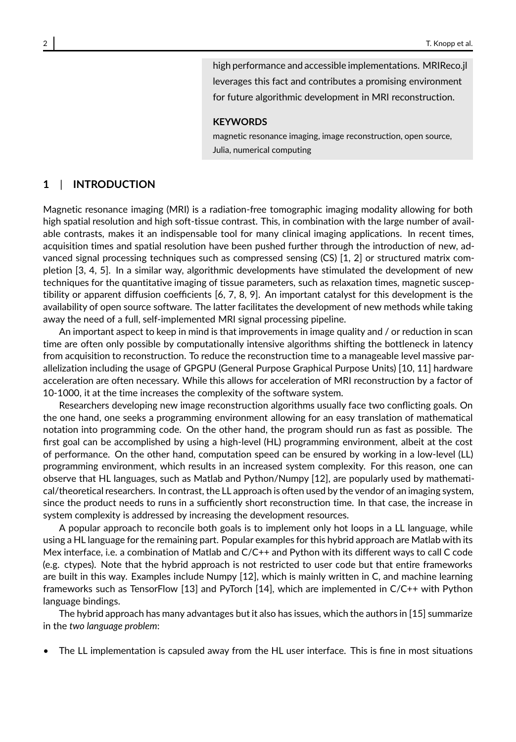high performance and accessible implementations. MRIReco.jl leverages this fact and contributes a promising environment for future algorithmic development in MRI reconstruction.

**KEYWORDS**

magnetic resonance imaging, image reconstruction, open source, Julia, numerical computing

## 1 | INTRODUCTION

Magnetic resonance imaging (MRI) is a radiation-free tomographic imaging modality allowing for both high spatial resolution and high soft-tissue contrast. This, in combination with the large number of available contrasts, makes it an indispensable tool for many clinical imaging applications. In recent times, acquisition times and spatial resolution have been pushed further through the introduction of new, advanced signal processing techniques such as compressed sensing (CS) [1, 2] or structured matrix completion [3, 4, 5]. In a similar way, algorithmic developments have stimulated the development of new techniques for the quantitative imaging of tissue parameters, such as relaxation times, magnetic susceptibility or apparent diffusion coefficients [6, 7, 8, 9]. An important catalyst for this development is the availability of open source software. The latter facilitates the development of new methods while taking away the need of a full, self-implemented MRI signal processing pipeline.

An important aspect to keep in mind is that improvements in image quality and / or reduction in scan time are often only possible by computationally intensive algorithms shifting the bottleneck in latency from acquisition to reconstruction. To reduce the reconstruction time to a manageable level massive parallelization including the usage of GPGPU (General Purpose Graphical Purpose Units) [10, 11] hardware acceleration are often necessary. While this allows for acceleration of MRI reconstruction by a factor of 10-1000, it at the time increases the complexity of the software system.

Researchers developing new image reconstruction algorithms usually face two conflicting goals. On the one hand, one seeks a programming environment allowing for an easy translation of mathematical notation into programming code. On the other hand, the program should run as fast as possible. The first goal can be accomplished by using a high-level (HL) programming environment, albeit at the cost of performance. On the other hand, computation speed can be ensured by working in a low-level (LL) programming environment, which results in an increased system complexity. For this reason, one can observe that HL languages, such as Matlab and Python/Numpy [12], are popularly used by mathematical/theoretical researchers. In contrast, the LL approach is often used by the vendor of an imaging system, since the product needs to runs in a sufficiently short reconstruction time. In that case, the increase in system complexity is addressed by increasing the development resources.

A popular approach to reconcile both goals is to implement only hot loops in a LL language, while using a HL language for the remaining part. Popular examples for this hybrid approach are Matlab with its Mex interface, i.e. a combination of Matlab and C/C++ and Python with its different ways to call C code (e.g. ctypes). Note that the hybrid approach is not restricted to user code but that entire frameworks are built in this way. Examples include Numpy [12], which is mainly written in C, and machine learning frameworks such as TensorFlow [13] and PyTorch [14], which are implemented in C/C++ with Python language bindings.

The hybrid approach has many advantages but it also has issues, which the authors in [15] summarize in the *two language problem*:

- The LL implementation is capsuled away from the HL user interface. This is fine in most situations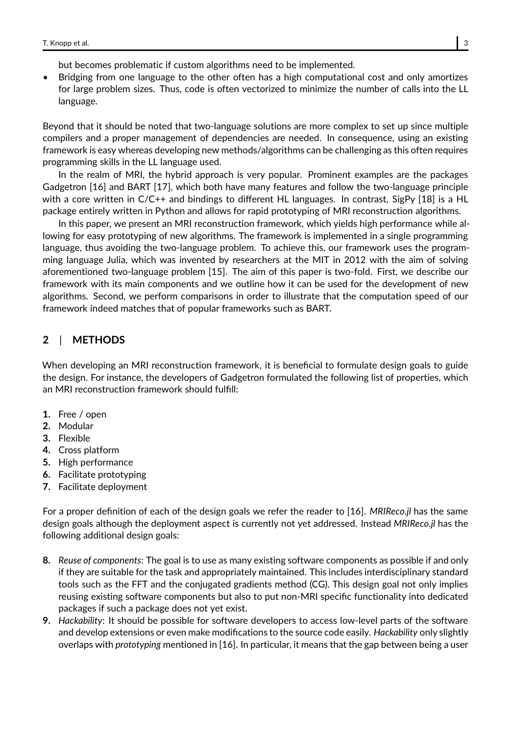but becomes problematic if custom algorithms need to be implemented.

- Bridging from one language to the other often has a high computational cost and only amortizes for large problem sizes. Thus, code is often vectorized to minimize the number of calls into the LL language.

Beyond that it should be noted that two-language solutions are more complex to set up since multiple compilers and a proper management of dependencies are needed. In consequence, using an existing framework is easy whereas developing new methods/algorithms can be challenging as this often requires programming skills in the LL language used.

In the realm of MRI, the hybrid approach is very popular. Prominent examples are the packages Gadgetron [16] and BART [17], which both have many features and follow the two-language principle with a core written in C/C++ and bindings to different HL languages. In contrast, SigPy [18] is a HL package entirely written in Python and allows for rapid prototyping of MRI reconstruction algorithms.

In this paper, we present an MRI reconstruction framework, which yields high performance while allowing for easy prototyping of new algorithms. The framework is implemented in a single programming language, thus avoiding the two-language problem. To achieve this, our framework uses the programming language Julia, which was invented by researchers at the MIT in 2012 with the aim of solving aforementioned two-language problem [15]. The aim of this paper is two-fold. First, we describe our framework with its main components and we outline how it can be used for the development of new algorithms. Second, we perform comparisons in order to illustrate that the computation speed of our framework indeed matches that of popular frameworks such as BART.

## 2 | METHODS

When developing an MRI reconstruction framework, it is beneficial to formulate design goals to guide the design. For instance, the developers of Gadgetron formulated the following list of properties, which an MRI reconstruction framework should fulfill:

1. Free / open
2. Modular
3. Flexible
4. Cross platform
5. High performance
6. Facilitate prototyping
7. Facilitate deployment

For a proper definition of each of the design goals we refer the reader to [16]. *MRIReco.jl* has the same design goals although the deployment aspect is currently not yet addressed. Instead *MRIReco.jl* has the following additional design goals:

8. *Reuse of components*: The goal is to use as many existing software components as possible if and only if they are suitable for the task and appropriately maintained. This includes interdisciplinary standard tools such as the FFT and the conjugated gradients method (CG). This design goal not only implies reusing existing software components but also to put non-MRI specific functionality into dedicated packages if such a package does not yet exist.
9. *Hackability*: It should be possible for software developers to access low-level parts of the software and develop extensions or even make modifications to the source code easily. *Hackability* only slightly overlaps with *prototyping* mentioned in [16]. In particular, it means that the gap between being a user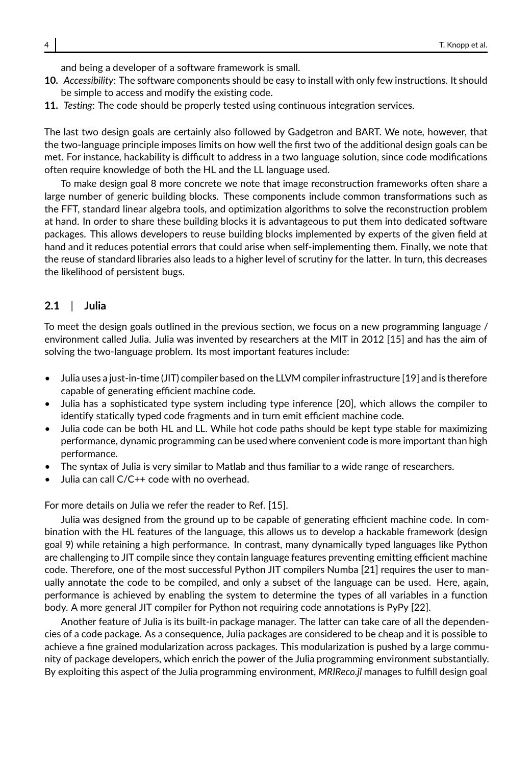and being a developer of a software framework is small.

**10.** *Accessibility*: The software components should be easy to install with only few instructions. It should be simple to access and modify the existing code.

**11.** *Testing*: The code should be properly tested using continuous integration services.

The last two design goals are certainly also followed by Gadgetron and BART. We note, however, that the two-language principle imposes limits on how well the first two of the additional design goals can be met. For instance, hackability is difficult to address in a two language solution, since code modifications often require knowledge of both the HL and the LL language used.

To make design goal 8 more concrete we note that image reconstruction frameworks often share a large number of generic building blocks. These components include common transformations such as the FFT, standard linear algebra tools, and optimization algorithms to solve the reconstruction problem at hand. In order to share these building blocks it is advantageous to put them into dedicated software packages. This allows developers to reuse building blocks implemented by experts of the given field at hand and it reduces potential errors that could arise when self-implementing them. Finally, we note that the reuse of standard libraries also leads to a higher level of scrutiny for the latter. In turn, this decreases the likelihood of persistent bugs.

## 2.1 | Julia

To meet the design goals outlined in the previous section, we focus on a new programming language / environment called Julia. Julia was invented by researchers at the MIT in 2012 [15] and has the aim of solving the two-language problem. Its most important features include:

- Julia uses a just-in-time (JIT) compiler based on the LLVM compiler infrastructure [19] and is therefore capable of generating efficient machine code.
- Julia has a sophisticated type system including type inference [20], which allows the compiler to identify statically typed code fragments and in turn emit efficient machine code.
- Julia code can be both HL and LL. While hot code paths should be kept type stable for maximizing performance, dynamic programming can be used where convenient code is more important than high performance.
- The syntax of Julia is very similar to Matlab and thus familiar to a wide range of researchers.
- Julia can call C/C++ code with no overhead.

For more details on Julia we refer the reader to Ref. [15].

Julia was designed from the ground up to be capable of generating efficient machine code. In combination with the HL features of the language, this allows us to develop a hackable framework (design goal 9) while retaining a high performance. In contrast, many dynamically typed languages like Python are challenging to JIT compile since they contain language features preventing emitting efficient machine code. Therefore, one of the most successful Python JIT compilers Numba [21] requires the user to manually annotate the code to be compiled, and only a subset of the language can be used. Here, again, performance is achieved by enabling the system to determine the types of all variables in a function body. A more general JIT compiler for Python not requiring code annotations is PyPy [22].

Another feature of Julia is its built-in package manager. The latter can take care of all the dependencies of a code package. As a consequence, Julia packages are considered to be cheap and it is possible to achieve a fine grained modularization across packages. This modularization is pushed by a large community of package developers, which enrich the power of the Julia programming environment substantially. By exploiting this aspect of the Julia programming environment, *MRIReco.jl* manages to fulfill design goal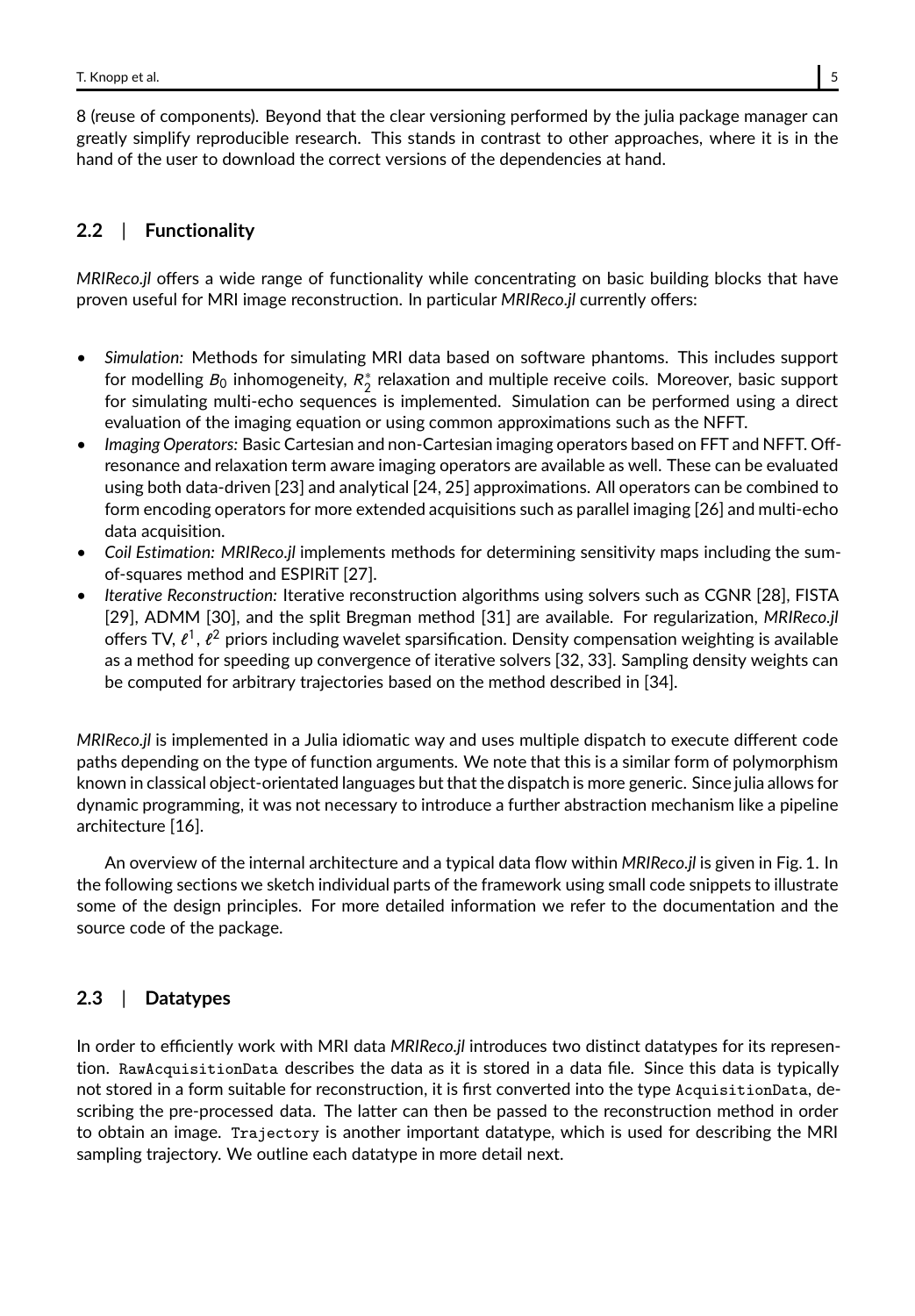8 (reuse of components). Beyond that the clear versioning performed by the julia package manager can greatly simplify reproducible research. This stands in contrast to other approaches, where it is in the hand of the user to download the correct versions of the dependencies at hand.

## 2.2 | Functionality

*MRIReco.jl* offers a wide range of functionality while concentrating on basic building blocks that have proven useful for MRI image reconstruction. In particular *MRIReco.jl* currently offers:

- *Simulation:* Methods for simulating MRI data based on software phantoms. This includes support for modelling $B_0$ inhomogeneity, $R_2^*$ relaxation and multiple receive coils. Moreover, basic support for simulating multi-echo sequences is implemented. Simulation can be performed using a direct evaluation of the imaging equation or using common approximations such as the NFFT.
- *Imaging Operators:* Basic Cartesian and non-Cartesian imaging operators based on FFT and NFFT. Off-resonance and relaxation term aware imaging operators are available as well. These can be evaluated using both data-driven [23] and analytical [24, 25] approximations. All operators can be combined to form encoding operators for more extended acquisitions such as parallel imaging [26] and multi-echo data acquisition.
- *Coil Estimation: MRIReco.jl* implements methods for determining sensitivity maps including the sum-of-squares method and ESPIRiT [27].
- *Iterative Reconstruction:* Iterative reconstruction algorithms using solvers such as CGNR [28], FISTA [29], ADMM [30], and the split Bregman method [31] are available. For regularization, *MRIReco.jl* offers TV, $\ell^1$, $\ell^2$ priors including wavelet sparsification. Density compensation weighting is available as a method for speeding up convergence of iterative solvers [32, 33]. Sampling density weights can be computed for arbitrary trajectories based on the method described in [34].

*MRIReco.jl* is implemented in a Julia idiomatic way and uses multiple dispatch to execute different code paths depending on the type of function arguments. We note that this is a similar form of polymorphism known in classical object-orientated languages but that the dispatch is more generic. Since julia allows for dynamic programming, it was not necessary to introduce a further abstraction mechanism like a pipeline architecture [16].

An overview of the internal architecture and a typical data flow within *MRIReco.jl* is given in Fig. 1. In the following sections we sketch individual parts of the framework using small code snippets to illustrate some of the design principles. For more detailed information we refer to the documentation and the source code of the package.

## 2.3 | Datatypes

In order to efficiently work with MRI data *MRIReco.jl* introduces two distinct datatypes for its representation. `RawAcquisitionData` describes the data as it is stored in a data file. Since this data is typically not stored in a form suitable for reconstruction, it is first converted into the type `AcquisitionData`, describing the pre-processed data. The latter can then be passed to the reconstruction method in order to obtain an image. `Trajectory` is another important datatype, which is used for describing the MRI sampling trajectory. We outline each datatype in more detail next.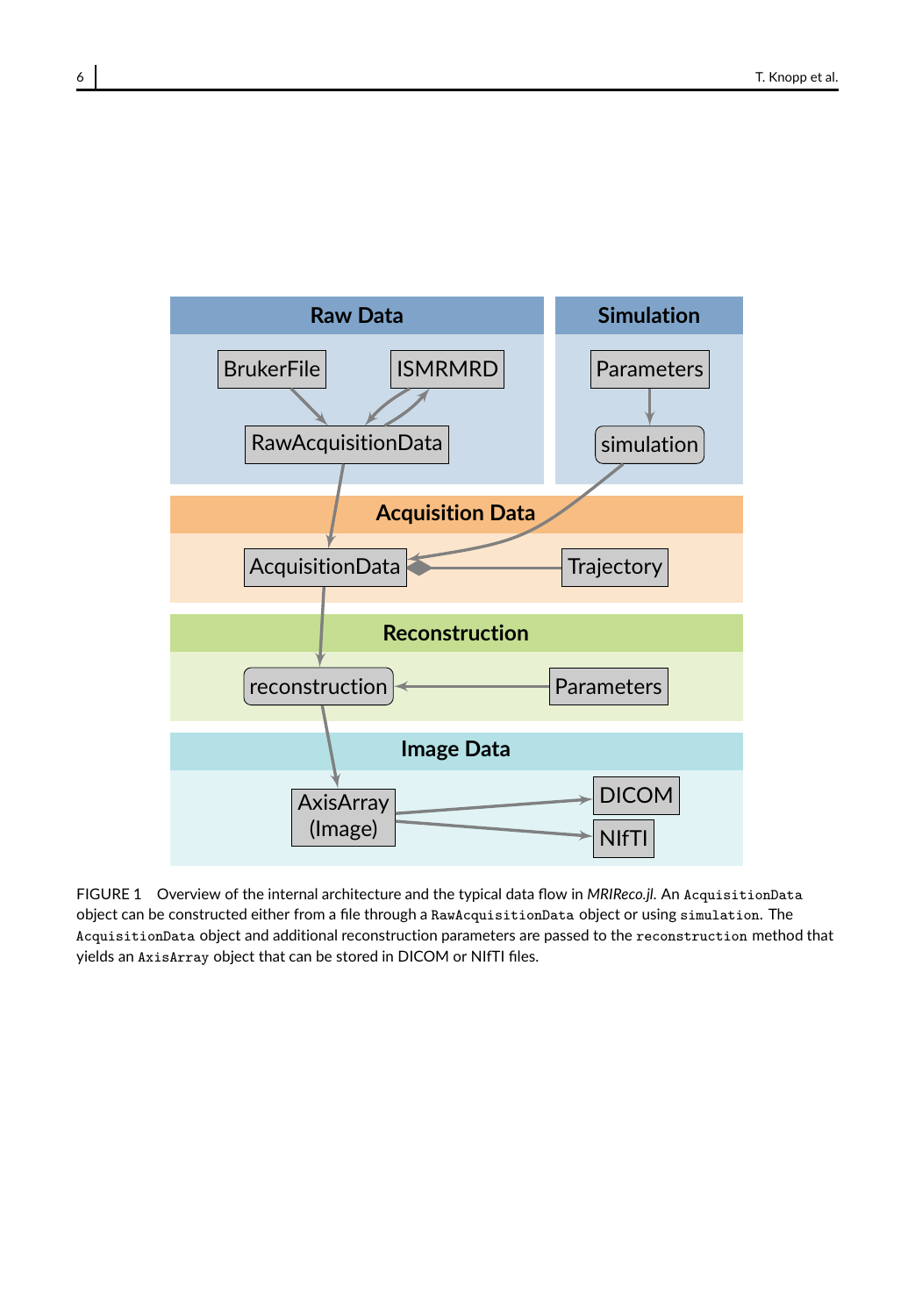FIGURE 1 Overview of the internal architecture and the typical data flow in *MRIReco.jl*. An `AcquisitionData` object can be constructed either from a file through a `RawAcquisitionData` object or using `simulation`. The `AcquisitionData` object and additional reconstruction parameters are passed to the `reconstruction` method that yields an `AxisArray` object that can be stored in DICOM or NIfTI files.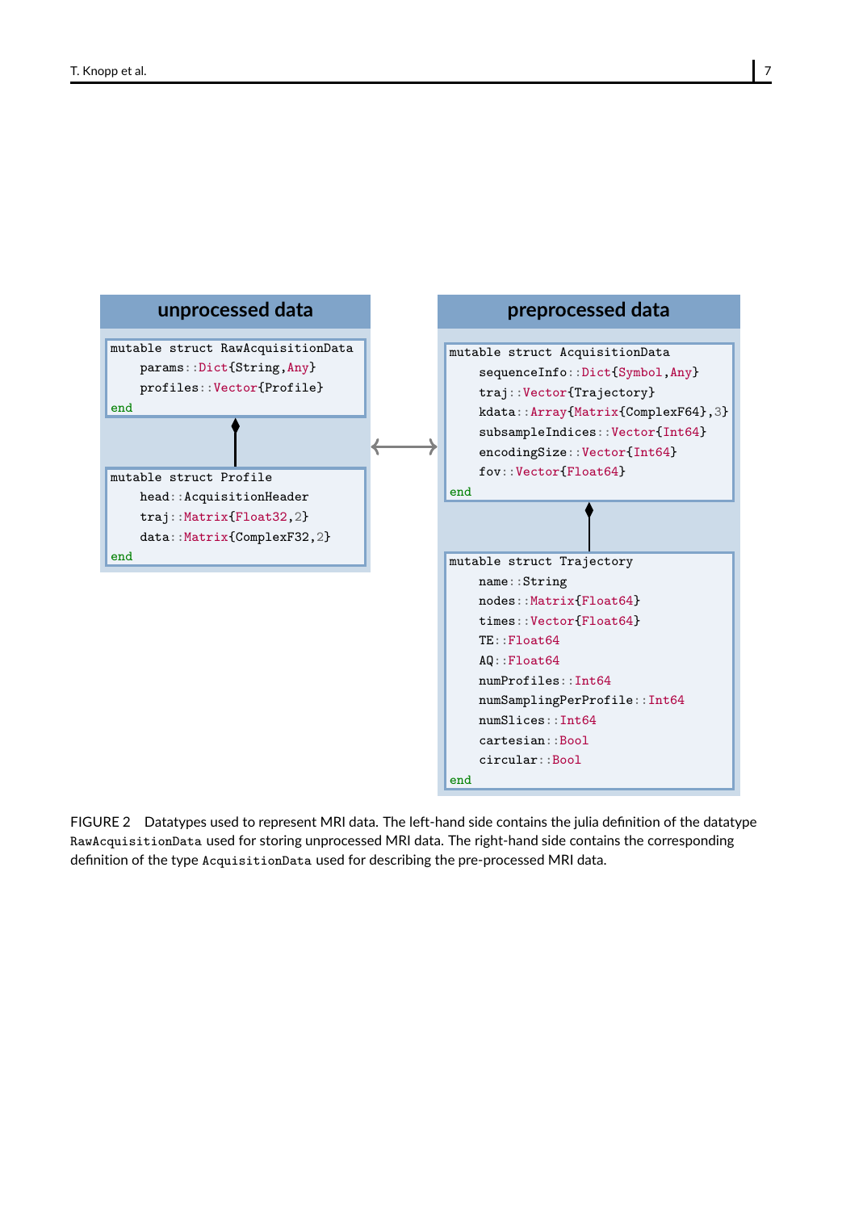**unprocessed data**

```
mutable struct RawAcquisitionData
    params::Dict{String,Any}
    profiles::Vector{Profile}
end
```

```
mutable struct Profile
    head::AcquisitionHeader
    traj::Matrix{Float32,2}
    data::Matrix{ComplexF32,2}
end
```

**preprocessed data**

```
mutable struct AcquisitionData
    sequenceInfo::Dict{Symbol,Any}
    traj::Vector{Trajectory}
    kdata::Array{Matrix{ComplexF64},3}
    subsampleIndices::Vector{Int64}
    encodingSize::Vector{Int64}
    fov::Vector{Float64}
end
```

```
mutable struct Trajectory
    name::String
    nodes::Matrix{Float64}
    times::Vector{Float64}
    TE::Float64
    AQ::Float64
    numProfiles::Int64
    numSamplingPerProfile::Int64
    numSlices::Int64
    cartesian::Bool
    circular::Bool
end
```

FIGURE 2 Datatypes used to represent MRI data. The left-hand side contains the julia definition of the datatype `RawAcquisitionData` used for storing unprocessed MRI data. The right-hand side contains the corresponding definition of the type `AcquisitionData` used for describing the pre-processed MRI data.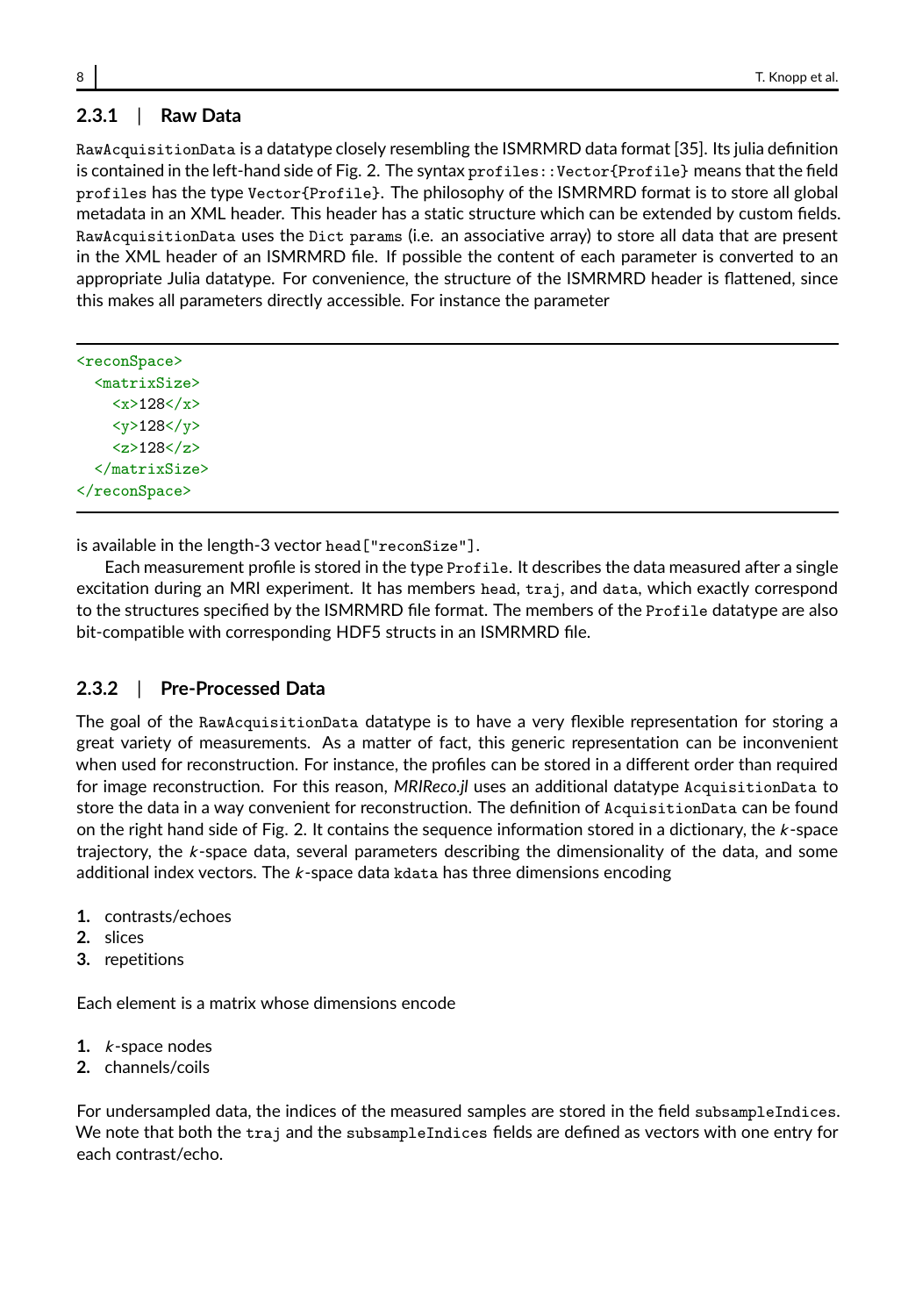### 2.3.1 | Raw Data

`RawAcquisitionData` is a datatype closely resembling the ISMRMRD data format [35]. Its julia definition is contained in the left-hand side of Fig. 2. The syntax `profiles::Vector{Profile}` means that the field `profiles` has the type `Vector{Profile}`. The philosophy of the ISMRMRD format is to store all global metadata in an XML header. This header has a static structure which can be extended by custom fields. `RawAcquisitionData` uses the `Dict params` (i.e. an associative array) to store all data that are present in the XML header of an ISMRMRD file. If possible the content of each parameter is converted to an appropriate Julia datatype. For convenience, the structure of the ISMRMRD header is flattened, since this makes all parameters directly accessible. For instance the parameter

```
<reconSpace>
  <matrixSize>
    <x>128</x>
    <y>128</y>
    <z>128</z>
  </matrixSize>
</reconSpace>
```

is available in the length-3 vector `head["reconSize"]`.

Each measurement profile is stored in the type `Profile`. It describes the data measured after a single excitation during an MRI experiment. It has members `head`, `traj`, and `data`, which exactly correspond to the structures specified by the ISMRMRD file format. The members of the `Profile` datatype are also bit-compatible with corresponding HDF5 structs in an ISMRMRD file.

### 2.3.2 | Pre-Processed Data

The goal of the `RawAcquisitionData` datatype is to have a very flexible representation for storing a great variety of measurements. As a matter of fact, this generic representation can be inconvenient when used for reconstruction. For instance, the profiles can be stored in a different order than required for image reconstruction. For this reason, *MRIReco.jl* uses an additional datatype `AcquisitionData` to store the data in a way convenient for reconstruction. The definition of `AcquisitionData` can be found on the right hand side of Fig. 2. It contains the sequence information stored in a dictionary, the $k$-space trajectory, the $k$-space data, several parameters describing the dimensionality of the data, and some additional index vectors. The $k$-space data `kdata` has three dimensions encoding

1. contrasts/echoes
2. slices
3. repetitions

Each element is a matrix whose dimensions encode

1. $k$-space nodes
2. channels/coils

For undersampled data, the indices of the measured samples are stored in the field `subsampleIndices`. We note that both the `traj` and the `subsampleIndices` fields are defined as vectors with one entry for each contrast/echo.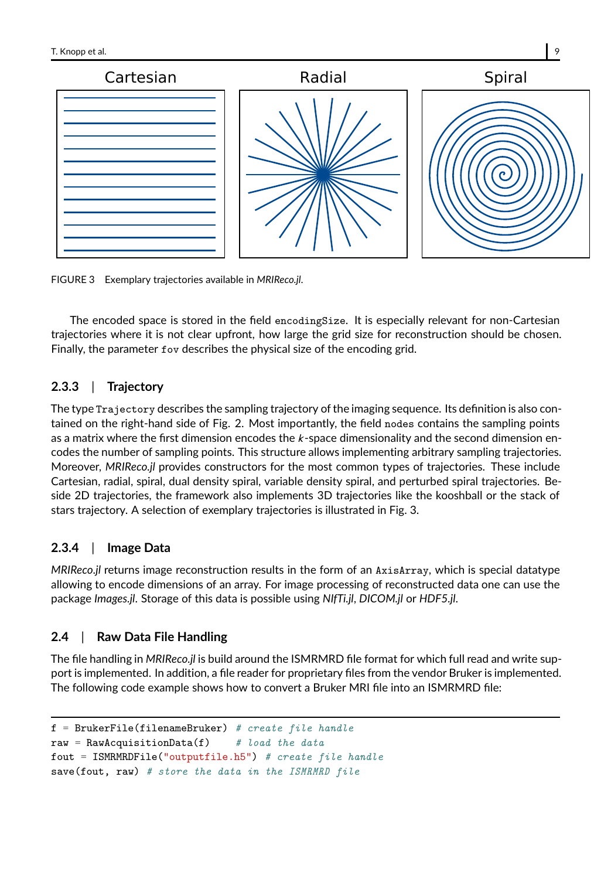FIGURE 3 Exemplary trajectories available in *MRIReco.jl*.

The encoded space is stored in the field `encodingSize`. It is especially relevant for non-Cartesian trajectories where it is not clear upfront, how large the grid size for reconstruction should be chosen. Finally, the parameter `fov` describes the physical size of the encoding grid.

### 2.3.3 | Trajectory

The type `Trajectory` describes the sampling trajectory of the imaging sequence. Its definition is also contained on the right-hand side of Fig. 2. Most importantly, the field `nodes` contains the sampling points as a matrix where the first dimension encodes the $k$-space dimensionality and the second dimension encodes the number of sampling points. This structure allows implementing arbitrary sampling trajectories. Moreover, *MRIReco.jl* provides constructors for the most common types of trajectories. These include Cartesian, radial, spiral, dual density spiral, variable density spiral, and perturbed spiral trajectories. Beside 2D trajectories, the framework also implements 3D trajectories like the kooshball or the stack of stars trajectory. A selection of exemplary trajectories is illustrated in Fig. 3.

### 2.3.4 | Image Data

*MRIReco.jl* returns image reconstruction results in the form of an `AxisArray`, which is special datatype allowing to encode dimensions of an array. For image processing of reconstructed data one can use the package *Images.jl*. Storage of this data is possible using *NIfTi.jl*, *DICOM.jl* or *HDF5.jl*.

## 2.4 | Raw Data File Handling

The file handling in *MRIReco.jl* is build around the ISMRMRD file format for which full read and write support is implemented. In addition, a file reader for proprietary files from the vendor Bruker is implemented. The following code example shows how to convert a Bruker MRI file into an ISMRMRD file:

```
f = BrukerFile(filenameBruker) # create file handle
raw = RawAcquisitionData(f)    # load the data
fout = ISMRMRDFile("outputfile.h5") # create file handle
save(fout, raw) # store the data in the ISMRMRD file
```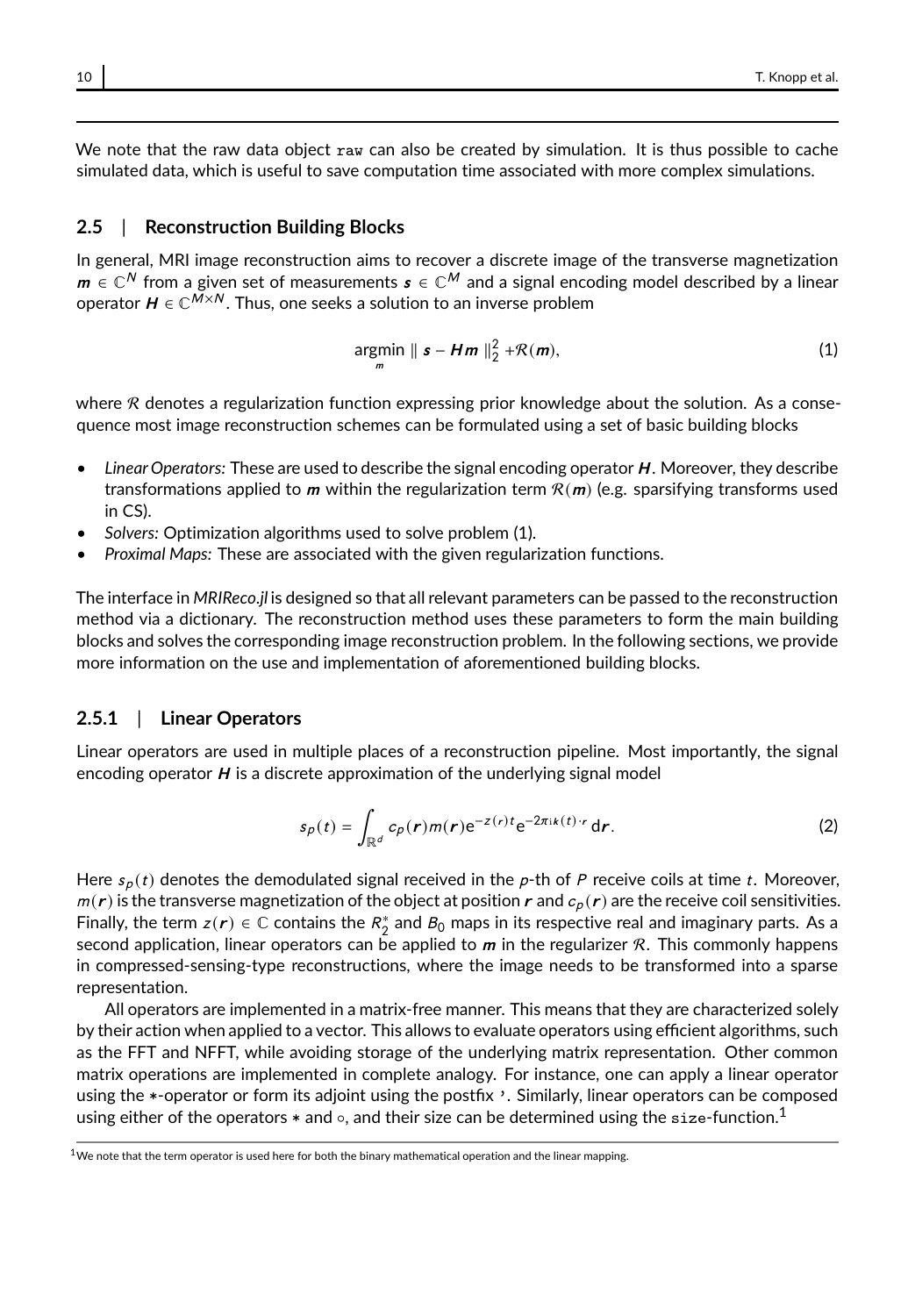We note that the raw data object `raw` can also be created by simulation. It is thus possible to cache simulated data, which is useful to save computation time associated with more complex simulations.

## 2.5 | Reconstruction Building Blocks

In general, MRI image reconstruction aims to recover a discrete image of the transverse magnetization $\boldsymbol{m} \in \mathbb{C}^N$ from a given set of measurements $\boldsymbol{s} \in \mathbb{C}^M$ and a signal encoding model described by a linear operator $\boldsymbol{H} \in \mathbb{C}^{M \times N}$. Thus, one seeks a solution to an inverse problem

$$\underset{\boldsymbol{m}}{\operatorname{argmin}} \parallel \boldsymbol{s} - \boldsymbol{H}\boldsymbol{m} \parallel_2^2 + \mathcal{R}(\boldsymbol{m}), \tag{1}$$

where $\mathcal{R}$ denotes a regularization function expressing prior knowledge about the solution. As a consequence most image reconstruction schemes can be formulated using a set of basic building blocks

- *Linear Operators:* These are used to describe the signal encoding operator $\boldsymbol{H}$. Moreover, they describe transformations applied to $\boldsymbol{m}$ within the regularization term $\mathcal{R}(\boldsymbol{m})$ (e.g. sparsifying transforms used in CS).
- *Solvers:* Optimization algorithms used to solve problem (1).
- *Proximal Maps:* These are associated with the given regularization functions.

The interface in *MRIReco.jl* is designed so that all relevant parameters can be passed to the reconstruction method via a dictionary. The reconstruction method uses these parameters to form the main building blocks and solves the corresponding image reconstruction problem. In the following sections, we provide more information on the use and implementation of aforementioned building blocks.

### 2.5.1 | Linear Operators

Linear operators are used in multiple places of a reconstruction pipeline. Most importantly, the signal encoding operator $\boldsymbol{H}$ is a discrete approximation of the underlying signal model

$$s_p(t) = \int_{\mathbb{R}^d} c_p(\boldsymbol{r}) m(\boldsymbol{r}) \mathrm{e}^{-z(r)t} \mathrm{e}^{-2\pi i \boldsymbol{k}(t)\cdot \boldsymbol{r}} \, \mathrm{d}\boldsymbol{r}. \tag{2}$$

Here $s_p(t)$ denotes the demodulated signal received in the $p$-th of $P$ receive coils at time $t$. Moreover, $m(\boldsymbol{r})$ is the transverse magnetization of the object at position $\boldsymbol{r}$ and $c_p(\boldsymbol{r})$ are the receive coil sensitivities. Finally, the term $z(\boldsymbol{r}) \in \mathbb{C}$ contains the $R_2^*$ and $B_0$ maps in its respective real and imaginary parts. As a second application, linear operators can be applied to $\boldsymbol{m}$ in the regularizer $\mathcal{R}$. This commonly happens in compressed-sensing-type reconstructions, where the image needs to be transformed into a sparse representation.

All operators are implemented in a matrix-free manner. This means that they are characterized solely by their action when applied to a vector. This allows to evaluate operators using efficient algorithms, such as the FFT and NFFT, while avoiding storage of the underlying matrix representation. Other common matrix operations are implemented in complete analogy. For instance, one can apply a linear operator using the `*`-operator or form its adjoint using the postfix `'`. Similarly, linear operators can be composed using either of the operators `*` and `∘`, and their size can be determined using the `size`-function.[1]

[1] We note that the term operator is used here for both the binary mathematical operation and the linear mapping.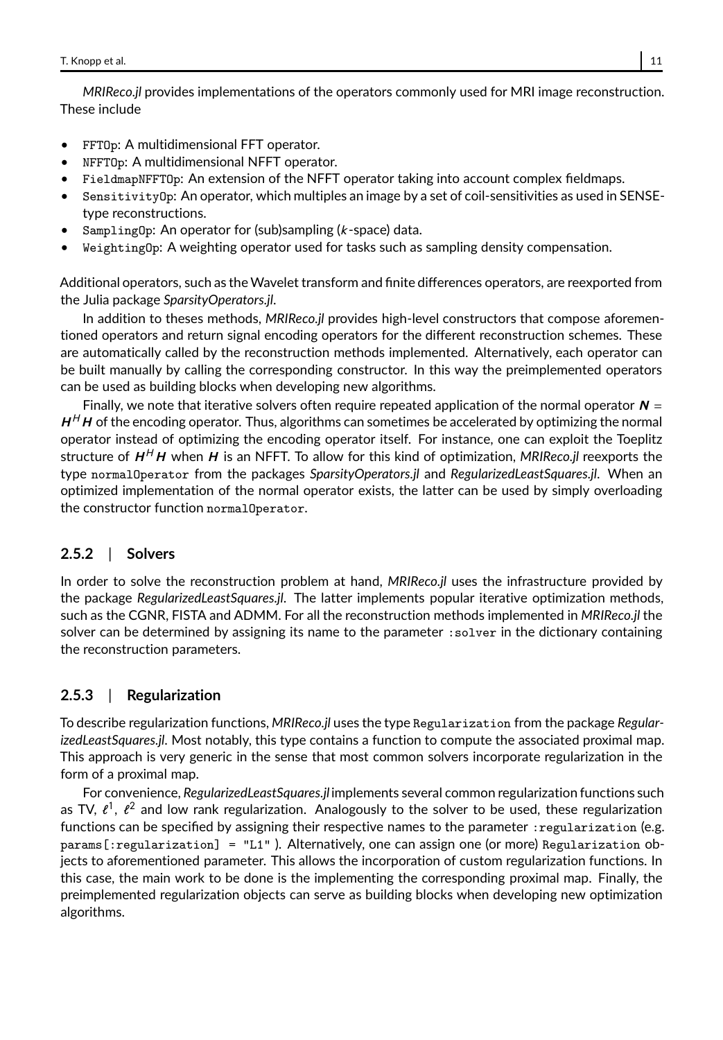*MRIReco.jl* provides implementations of the operators commonly used for MRI image reconstruction. These include

- `FFTOp`: A multidimensional FFT operator.
- `NFFTOp`: A multidimensional NFFT operator.
- `FieldmapNFFTOp`: An extension of the NFFT operator taking into account complex fieldmaps.
- `SensitivityOp`: An operator, which multiples an image by a set of coil-sensitivities as used in SENSE-type reconstructions.
- `SamplingOp`: An operator for (sub)sampling ($k$-space) data.
- `WeightingOp`: A weighting operator used for tasks such as sampling density compensation.

Additional operators, such as the Wavelet transform and finite differences operators, are reexported from the Julia package *SparsityOperators.jl*.

In addition to theses methods, *MRIReco.jl* provides high-level constructors that compose aforementioned operators and return signal encoding operators for the different reconstruction schemes. These are automatically called by the reconstruction methods implemented. Alternatively, each operator can be built manually by calling the corresponding constructor. In this way the preimplemented operators can be used as building blocks when developing new algorithms.

Finally, we note that iterative solvers often require repeated application of the normal operator $\boldsymbol{N} = \boldsymbol{H}^H \boldsymbol{H}$ of the encoding operator. Thus, algorithms can sometimes be accelerated by optimizing the normal operator instead of optimizing the encoding operator itself. For instance, one can exploit the Toeplitz structure of $\boldsymbol{H}^H \boldsymbol{H}$ when $\boldsymbol{H}$ is an NFFT. To allow for this kind of optimization, *MRIReco.jl* reexports the type `normalOperator` from the packages *SparsityOperators.jl* and *RegularizedLeastSquares.jl*. When an optimized implementation of the normal operator exists, the latter can be used by simply overloading the constructor function `normalOperator`.

### 2.5.2 | Solvers

In order to solve the reconstruction problem at hand, *MRIReco.jl* uses the infrastructure provided by the package *RegularizedLeastSquares.jl*. The latter implements popular iterative optimization methods, such as the CGNR, FISTA and ADMM. For all the reconstruction methods implemented in *MRIReco.jl* the solver can be determined by assigning its name to the parameter `:solver` in the dictionary containing the reconstruction parameters.

### 2.5.3 | Regularization

To describe regularization functions, *MRIReco.jl* uses the type `Regularization` from the package *RegularizedLeastSquares.jl*. Most notably, this type contains a function to compute the associated proximal map. This approach is very generic in the sense that most common solvers incorporate regularization in the form of a proximal map.

For convenience, *RegularizedLeastSquares.jl* implements several common regularization functions such as TV, $\ell^1$, $\ell^2$ and low rank regularization. Analogously to the solver to be used, these regularization functions can be specified by assigning their respective names to the parameter `:regularization` (e.g. `params[:regularization] = "L1"` ). Alternatively, one can assign one (or more) `Regularization` objects to aforementioned parameter. This allows the incorporation of custom regularization functions. In this case, the main work to be done is the implementing the corresponding proximal map. Finally, the preimplemented regularization objects can serve as building blocks when developing new optimization algorithms.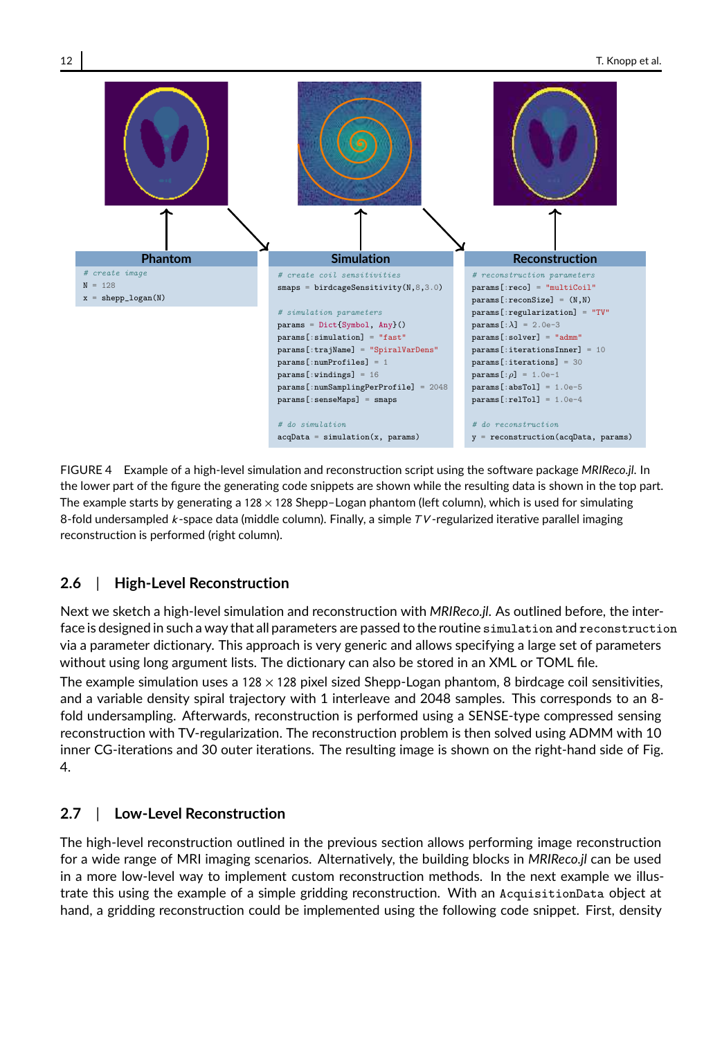**Phantom**

```
# create image
N = 128
x = shepp_logan(N)
```

**Simulation**

```
# create coil sensitivities
smaps = birdcageSensitivity(N,8,3.0)

# simulation parameters
params = Dict{Symbol, Any}()
params[:simulation] = "fast"
params[:trajName] = "SpiralVarDens"
params[:numProfiles] = 1
params[:windings] = 16
params[:numSamplingPerProfile] = 2048
params[:senseMaps] = smaps

# do simulation
acqData = simulation(x, params)
```

**Reconstruction**

```
# reconstruction parameters
params[:reco] = "multiCoil"
params[:reconSize] = (N,N)
params[:regularization] = "TV"
params[:λ] = 2.0e-3
params[:solver] = "admm"
params[:iterationsInner] = 10
params[:iterations] = 30
params[:ρ] = 1.0e-1
params[:absTol] = 1.0e-5
params[:relTol] = 1.0e-4

# do reconstruction
y = reconstruction(acqData, params)
```

FIGURE 4 Example of a high-level simulation and reconstruction script using the software package *MRIReco.jl*. In the lower part of the figure the generating code snippets are shown while the resulting data is shown in the top part. The example starts by generating a $128 \times 128$ Shepp–Logan phantom (left column), which is used for simulating 8-fold undersampled $k$-space data (middle column). Finally, a simple $TV$-regularized iterative parallel imaging reconstruction is performed (right column).

## 2.6 | High-Level Reconstruction

Next we sketch a high-level simulation and reconstruction with *MRIReco.jl*. As outlined before, the interface is designed in such a way that all parameters are passed to the routine `simulation` and `reconstruction` via a parameter dictionary. This approach is very generic and allows specifying a large set of parameters without using long argument lists. The dictionary can also be stored in an XML or TOML file.

The example simulation uses a $128 \times 128$ pixel sized Shepp-Logan phantom, 8 birdcage coil sensitivities, and a variable density spiral trajectory with 1 interleave and 2048 samples. This corresponds to an 8-fold undersampling. Afterwards, reconstruction is performed using a SENSE-type compressed sensing reconstruction with TV-regularization. The reconstruction problem is then solved using ADMM with 10 inner CG-iterations and 30 outer iterations. The resulting image is shown on the right-hand side of Fig. 4.

## 2.7 | Low-Level Reconstruction

The high-level reconstruction outlined in the previous section allows performing image reconstruction for a wide range of MRI imaging scenarios. Alternatively, the building blocks in *MRIReco.jl* can be used in a more low-level way to implement custom reconstruction methods. In the next example we illustrate this using the example of a simple gridding reconstruction. With an `AcquisitionData` object at hand, a gridding reconstruction could be implemented using the following code snippet. First, density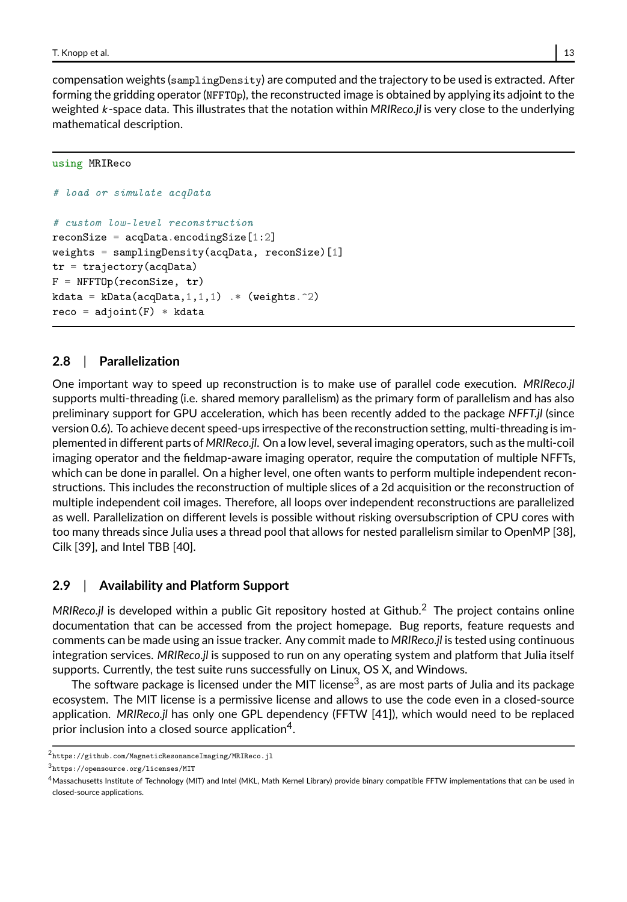compensation weights (`samplingDensity`) are computed and the trajectory to be used is extracted. After forming the gridding operator (`NFFTOp`), the reconstructed image is obtained by applying its adjoint to the weighted $k$-space data. This illustrates that the notation within *MRIReco.jl* is very close to the underlying mathematical description.

```
using MRIReco

# load or simulate acqData

# custom low-level reconstruction
reconSize = acqData.encodingSize[1:2]
weights = samplingDensity(acqData, reconSize)[1]
tr = trajectory(acqData)
F = NFFTOp(reconSize, tr)
kdata = kData(acqData,1,1,1) .* (weights.^2)
reco = adjoint(F) * kdata
```

## 2.8 | Parallelization

One important way to speed up reconstruction is to make use of parallel code execution. *MRIReco.jl* supports multi-threading (i.e. shared memory parallelism) as the primary form of parallelism and has also preliminary support for GPU acceleration, which has been recently added to the package *NFFT.jl* (since version 0.6). To achieve decent speed-ups irrespective of the reconstruction setting, multi-threading is implemented in different parts of *MRIReco.jl*. On a low level, several imaging operators, such as the multi-coil imaging operator and the fieldmap-aware imaging operator, require the computation of multiple NFFTs, which can be done in parallel. On a higher level, one often wants to perform multiple independent reconstructions. This includes the reconstruction of multiple slices of a 2d acquisition or the reconstruction of multiple independent coil images. Therefore, all loops over independent reconstructions are parallelized as well. Parallelization on different levels is possible without risking oversubscription of CPU cores with too many threads since Julia uses a thread pool that allows for nested parallelism similar to OpenMP [38], Cilk [39], and Intel TBB [40].

## 2.9 | Availability and Platform Support

*MRIReco.jl* is developed within a public Git repository hosted at Github.[2] The project contains online documentation that can be accessed from the project homepage. Bug reports, feature requests and comments can be made using an issue tracker. Any commit made to *MRIReco.jl* is tested using continuous integration services. *MRIReco.jl* is supposed to run on any operating system and platform that Julia itself supports. Currently, the test suite runs successfully on Linux, OS X, and Windows.

The software package is licensed under the MIT license[3], as are most parts of Julia and its package ecosystem. The MIT license is a permissive license and allows to use the code even in a closed-source application. *MRIReco.jl* has only one GPL dependency (FFTW [41]), which would need to be replaced prior inclusion into a closed source application[4].

---

[2] https://github.com/MagneticResonanceImaging/MRIReco.jl

[3] https://opensource.org/licenses/MIT

[4] Massachusetts Institute of Technology (MIT) and Intel (MKL, Math Kernel Library) provide binary compatible FFTW implementations that can be used in closed-source applications.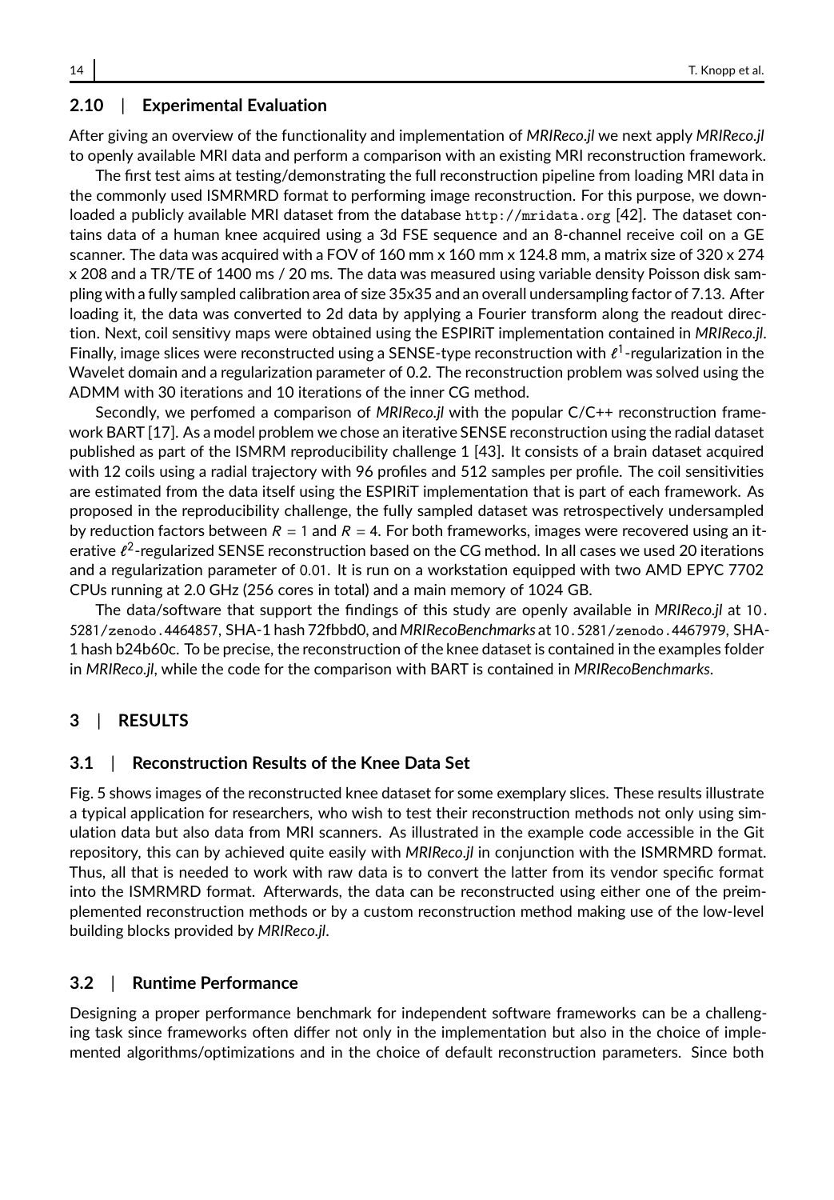### 2.10 | Experimental Evaluation

After giving an overview of the functionality and implementation of *MRIReco.jl* we next apply *MRIReco.jl* to openly available MRI data and perform a comparison with an existing MRI reconstruction framework.

The first test aims at testing/demonstrating the full reconstruction pipeline from loading MRI data in the commonly used ISMRMRD format to performing image reconstruction. For this purpose, we downloaded a publicly available MRI dataset from the database `http://mridata.org` [42]. The dataset contains data of a human knee acquired using a 3d FSE sequence and an 8-channel receive coil on a GE scanner. The data was acquired with a FOV of 160 mm x 160 mm x 124.8 mm, a matrix size of 320 x 274 x 208 and a TR/TE of 1400 ms / 20 ms. The data was measured using variable density Poisson disk sampling with a fully sampled calibration area of size 35x35 and an overall undersampling factor of 7.13. After loading it, the data was converted to 2d data by applying a Fourier transform along the readout direction. Next, coil sensitivy maps were obtained using the ESPIRiT implementation contained in *MRIReco.jl*. Finally, image slices were reconstructed using a SENSE-type reconstruction with $\ell^1$-regularization in the Wavelet domain and a regularization parameter of 0.2. The reconstruction problem was solved using the ADMM with 30 iterations and 10 iterations of the inner CG method.

Secondly, we perfomed a comparison of *MRIReco.jl* with the popular C/C++ reconstruction framework BART [17]. As a model problem we chose an iterative SENSE reconstruction using the radial dataset published as part of the ISMRM reproducibility challenge 1 [43]. It consists of a brain dataset acquired with 12 coils using a radial trajectory with 96 profiles and 512 samples per profile. The coil sensitivities are estimated from the data itself using the ESPIRiT implementation that is part of each framework. As proposed in the reproducibility challenge, the fully sampled dataset was retrospectively undersampled by reduction factors between $R = 1$ and $R = 4$. For both frameworks, images were recovered using an iterative $\ell^2$-regularized SENSE reconstruction based on the CG method. In all cases we used 20 iterations and a regularization parameter of 0.01. It is run on a workstation equipped with two AMD EPYC 7702 CPUs running at 2.0 GHz (256 cores in total) and a main memory of 1024 GB.

The data/software that support the findings of this study are openly available in *MRIReco.jl* at `10.5281/zenodo.4464857`, SHA-1 hash 72fbbd0, and *MRIRecoBenchmarks* at `10.5281/zenodo.4467979`, SHA-1 hash b24b60c. To be precise, the reconstruction of the knee dataset is contained in the examples folder in *MRIReco.jl*, while the code for the comparison with BART is contained in *MRIRecoBenchmarks*.

## 3 | RESULTS

### 3.1 | Reconstruction Results of the Knee Data Set

Fig. 5 shows images of the reconstructed knee dataset for some exemplary slices. These results illustrate a typical application for researchers, who wish to test their reconstruction methods not only using simulation data but also data from MRI scanners. As illustrated in the example code accessible in the Git repository, this can by achieved quite easily with *MRIReco.jl* in conjunction with the ISMRMRD format. Thus, all that is needed to work with raw data is to convert the latter from its vendor specific format into the ISMRMRD format. Afterwards, the data can be reconstructed using either one of the preimplemented reconstruction methods or by a custom reconstruction method making use of the low-level building blocks provided by *MRIReco.jl*.

### 3.2 | Runtime Performance

Designing a proper performance benchmark for independent software frameworks can be a challenging task since frameworks often differ not only in the implementation but also in the choice of implemented algorithms/optimizations and in the choice of default reconstruction parameters. Since both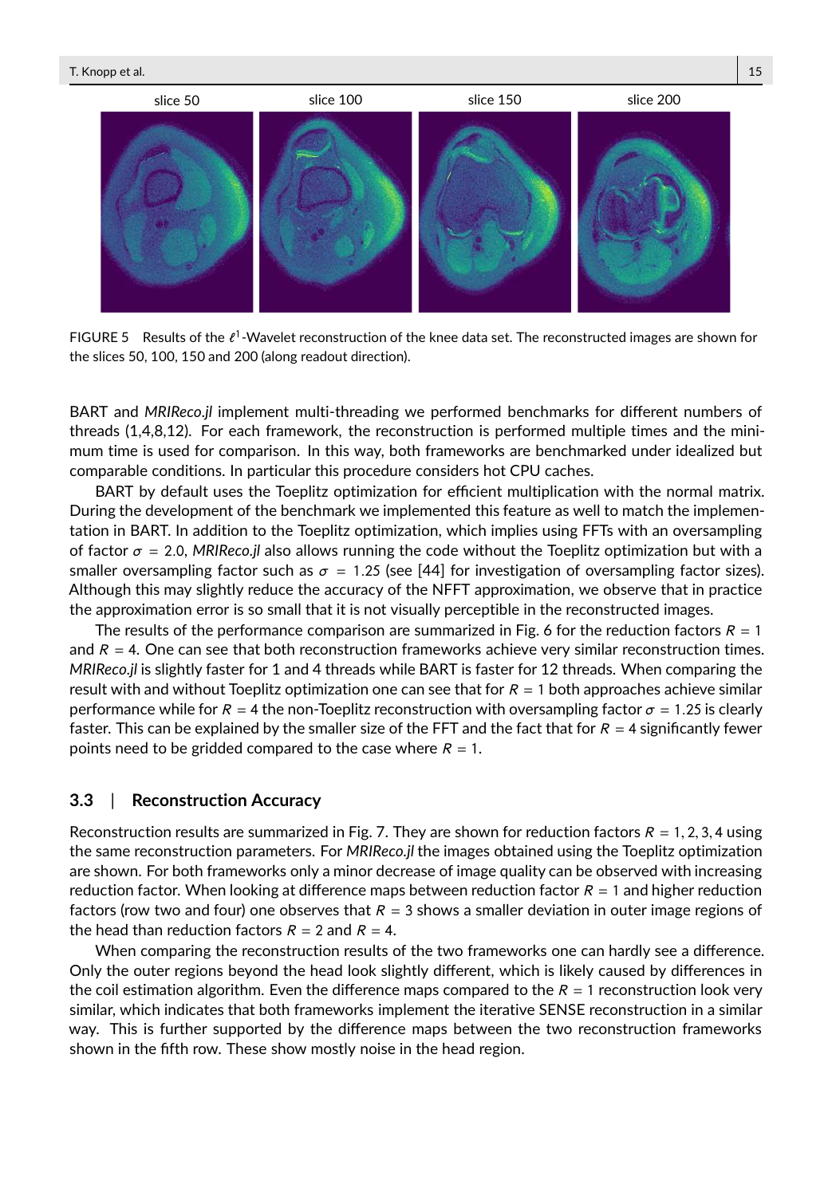slice 50 slice 100 slice 150 slice 200

FIGURE 5 Results of the $\ell^1$-Wavelet reconstruction of the knee data set. The reconstructed images are shown for the slices 50, 100, 150 and 200 (along readout direction).

BART and *MRIReco.jl* implement multi-threading we performed benchmarks for different numbers of threads (1,4,8,12). For each framework, the reconstruction is performed multiple times and the minimum time is used for comparison. In this way, both frameworks are benchmarked under idealized but comparable conditions. In particular this procedure considers hot CPU caches.

BART by default uses the Toeplitz optimization for efficient multiplication with the normal matrix. During the development of the benchmark we implemented this feature as well to match the implementation in BART. In addition to the Toeplitz optimization, which implies using FFTs with an oversampling of factor $\sigma = 2.0$, *MRIReco.jl* also allows running the code without the Toeplitz optimization but with a smaller oversampling factor such as $\sigma = 1.25$ (see [44] for investigation of oversampling factor sizes). Although this may slightly reduce the accuracy of the NFFT approximation, we observe that in practice the approximation error is so small that it is not visually perceptible in the reconstructed images.

The results of the performance comparison are summarized in Fig. 6 for the reduction factors $R = 1$ and $R = 4$. One can see that both reconstruction frameworks achieve very similar reconstruction times. *MRIReco.jl* is slightly faster for 1 and 4 threads while BART is faster for 12 threads. When comparing the result with and without Toeplitz optimization one can see that for $R = 1$ both approaches achieve similar performance while for $R = 4$ the non-Toeplitz reconstruction with oversampling factor $\sigma = 1.25$ is clearly faster. This can be explained by the smaller size of the FFT and the fact that for $R = 4$ significantly fewer points need to be gridded compared to the case where $R = 1$.

### 3.3 | Reconstruction Accuracy

Reconstruction results are summarized in Fig. 7. They are shown for reduction factors $R = 1, 2, 3, 4$ using the same reconstruction parameters. For *MRIReco.jl* the images obtained using the Toeplitz optimization are shown. For both frameworks only a minor decrease of image quality can be observed with increasing reduction factor. When looking at difference maps between reduction factor $R = 1$ and higher reduction factors (row two and four) one observes that $R = 3$ shows a smaller deviation in outer image regions of the head than reduction factors $R = 2$ and $R = 4$.

When comparing the reconstruction results of the two frameworks one can hardly see a difference. Only the outer regions beyond the head look slightly different, which is likely caused by differences in the coil estimation algorithm. Even the difference maps compared to the $R = 1$ reconstruction look very similar, which indicates that both frameworks implement the iterative SENSE reconstruction in a similar way. This is further supported by the difference maps between the two reconstruction frameworks shown in the fifth row. These show mostly noise in the head region.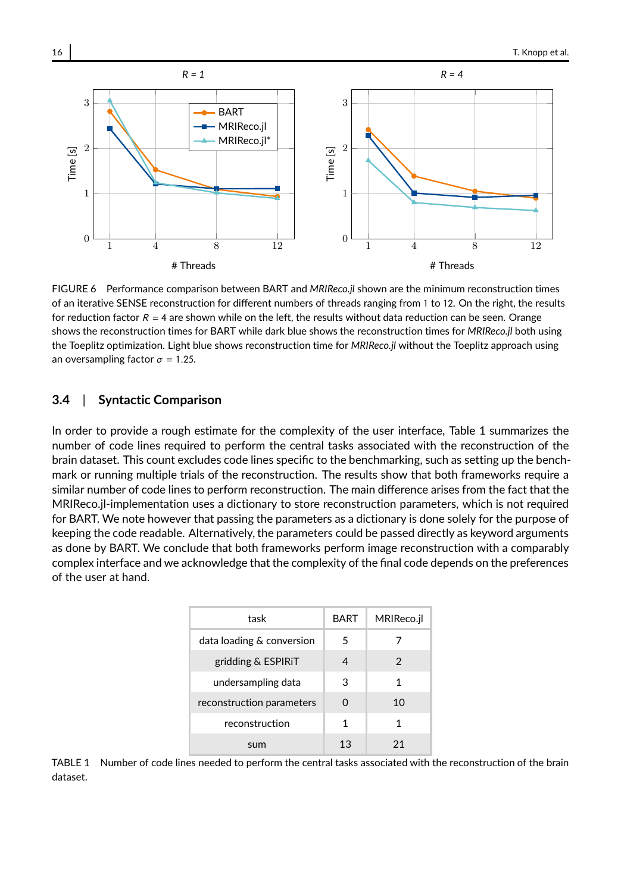FIGURE 6 Performance comparison between BART and *MRIReco.jl* shown are the minimum reconstruction times of an iterative SENSE reconstruction for different numbers of threads ranging from 1 to 12. On the right, the results for reduction factor $R = 4$ are shown while on the left, the results without data reduction can be seen. Orange shows the reconstruction times for BART while dark blue shows the reconstruction times for *MRIReco.jl* both using the Toeplitz optimization. Light blue shows reconstruction time for *MRIReco.jl* without the Toeplitz approach using an oversampling factor $\sigma = 1.25$.

### 3.4 | Syntactic Comparison

In order to provide a rough estimate for the complexity of the user interface, Table 1 summarizes the number of code lines required to perform the central tasks associated with the reconstruction of the brain dataset. This count excludes code lines specific to the benchmarking, such as setting up the benchmark or running multiple trials of the reconstruction. The results show that both frameworks require a similar number of code lines to perform reconstruction. The main difference arises from the fact that the MRIReco.jl-implementation uses a dictionary to store reconstruction parameters, which is not required for BART. We note however that passing the parameters as a dictionary is done solely for the purpose of keeping the code readable. Alternatively, the parameters could be passed directly as keyword arguments as done by BART. We conclude that both frameworks perform image reconstruction with a comparably complex interface and we acknowledge that the complexity of the final code depends on the preferences of the user at hand.

| task | BART | MRIReco.jl |
|---|---|---|
| data loading & conversion | 5 | 7 |
| gridding & ESPIRiT | 4 | 2 |
| undersampling data | 3 | 1 |
| reconstruction parameters | 0 | 10 |
| reconstruction | 1 | 1 |
| sum | 13 | 21 |

TABLE 1 Number of code lines needed to perform the central tasks associated with the reconstruction of the brain dataset.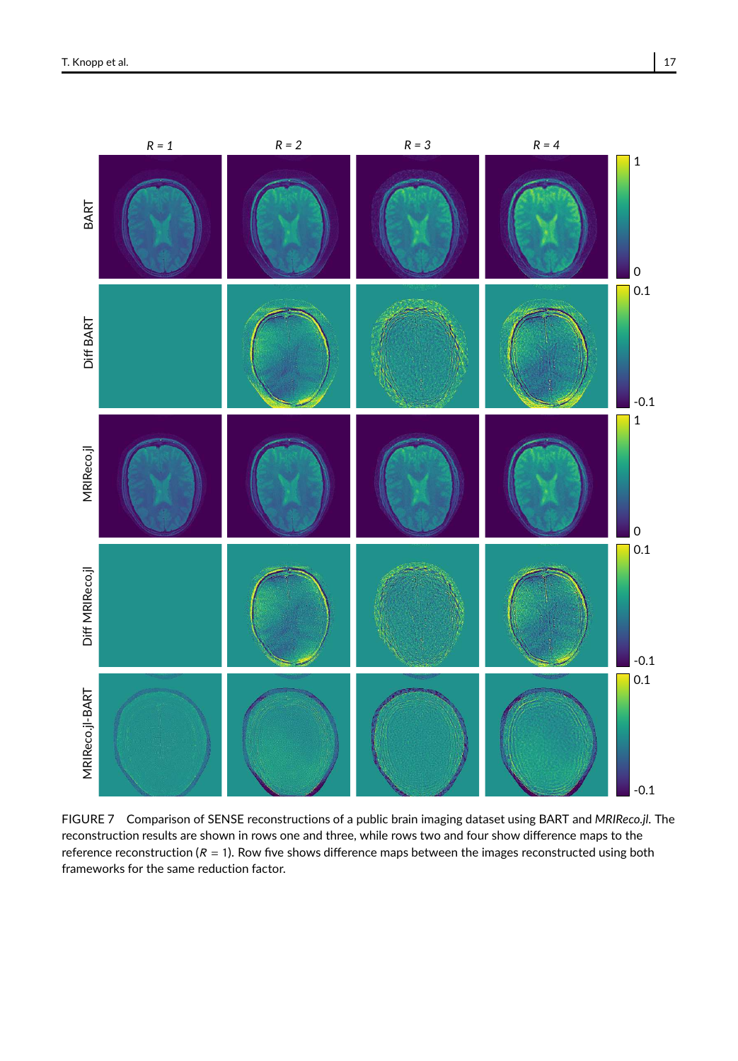FIGURE 7 Comparison of SENSE reconstructions of a public brain imaging dataset using BART and *MRIReco.jl*. The reconstruction results are shown in rows one and three, while rows two and four show difference maps to the reference reconstruction ($R = 1$). Row five shows difference maps between the images reconstructed using both frameworks for the same reduction factor.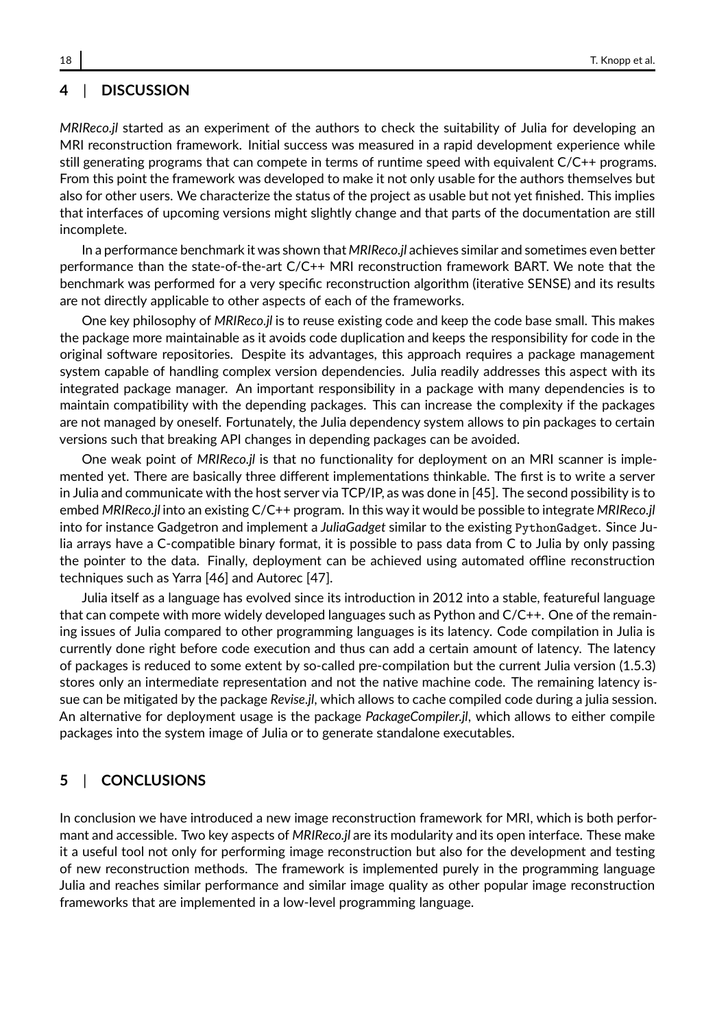## 4 | DISCUSSION

*MRIReco.jl* started as an experiment of the authors to check the suitability of Julia for developing an MRI reconstruction framework. Initial success was measured in a rapid development experience while still generating programs that can compete in terms of runtime speed with equivalent C/C++ programs. From this point the framework was developed to make it not only usable for the authors themselves but also for other users. We characterize the status of the project as usable but not yet finished. This implies that interfaces of upcoming versions might slightly change and that parts of the documentation are still incomplete.

In a performance benchmark it was shown that *MRIReco.jl* achieves similar and sometimes even better performance than the state-of-the-art C/C++ MRI reconstruction framework BART. We note that the benchmark was performed for a very specific reconstruction algorithm (iterative SENSE) and its results are not directly applicable to other aspects of each of the frameworks.

One key philosophy of *MRIReco.jl* is to reuse existing code and keep the code base small. This makes the package more maintainable as it avoids code duplication and keeps the responsibility for code in the original software repositories. Despite its advantages, this approach requires a package management system capable of handling complex version dependencies. Julia readily addresses this aspect with its integrated package manager. An important responsibility in a package with many dependencies is to maintain compatibility with the depending packages. This can increase the complexity if the packages are not managed by oneself. Fortunately, the Julia dependency system allows to pin packages to certain versions such that breaking API changes in depending packages can be avoided.

One weak point of *MRIReco.jl* is that no functionality for deployment on an MRI scanner is implemented yet. There are basically three different implementations thinkable. The first is to write a server in Julia and communicate with the host server via TCP/IP, as was done in [45]. The second possibility is to embed *MRIReco.jl* into an existing C/C++ program. In this way it would be possible to integrate *MRIReco.jl* into for instance Gadgetron and implement a *JuliaGadget* similar to the existing `PythonGadget`. Since Julia arrays have a C-compatible binary format, it is possible to pass data from C to Julia by only passing the pointer to the data. Finally, deployment can be achieved using automated offline reconstruction techniques such as Yarra [46] and Autorec [47].

Julia itself as a language has evolved since its introduction in 2012 into a stable, featureful language that can compete with more widely developed languages such as Python and C/C++. One of the remaining issues of Julia compared to other programming languages is its latency. Code compilation in Julia is currently done right before code execution and thus can add a certain amount of latency. The latency of packages is reduced to some extent by so-called pre-compilation but the current Julia version (1.5.3) stores only an intermediate representation and not the native machine code. The remaining latency issue can be mitigated by the package *Revise.jl*, which allows to cache compiled code during a julia session. An alternative for deployment usage is the package *PackageCompiler.jl*, which allows to either compile packages into the system image of Julia or to generate standalone executables.

## 5 | CONCLUSIONS

In conclusion we have introduced a new image reconstruction framework for MRI, which is both performant and accessible. Two key aspects of *MRIReco.jl* are its modularity and its open interface. These make it a useful tool not only for performing image reconstruction but also for the development and testing of new reconstruction methods. The framework is implemented purely in the programming language Julia and reaches similar performance and similar image quality as other popular image reconstruction frameworks that are implemented in a low-level programming language.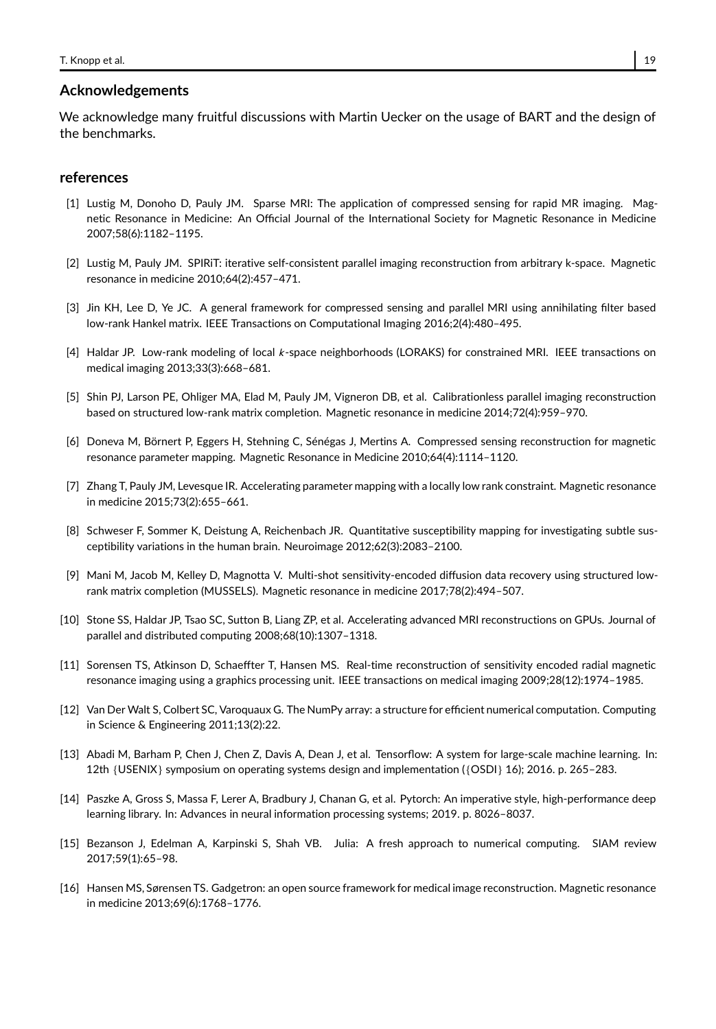## Acknowledgements

We acknowledge many fruitful discussions with Martin Uecker on the usage of BART and the design of the benchmarks.

## references

[1] Lustig M, Donoho D, Pauly JM. Sparse MRI: The application of compressed sensing for rapid MR imaging. Magnetic Resonance in Medicine: An Official Journal of the International Society for Magnetic Resonance in Medicine 2007;58(6):1182–1195.

[2] Lustig M, Pauly JM. SPIRiT: iterative self-consistent parallel imaging reconstruction from arbitrary k-space. Magnetic resonance in medicine 2010;64(2):457–471.

[3] Jin KH, Lee D, Ye JC. A general framework for compressed sensing and parallel MRI using annihilating filter based low-rank Hankel matrix. IEEE Transactions on Computational Imaging 2016;2(4):480–495.

[4] Haldar JP. Low-rank modeling of local $k$-space neighborhoods (LORAKS) for constrained MRI. IEEE transactions on medical imaging 2013;33(3):668–681.

[5] Shin PJ, Larson PE, Ohliger MA, Elad M, Pauly JM, Vigneron DB, et al. Calibrationless parallel imaging reconstruction based on structured low-rank matrix completion. Magnetic resonance in medicine 2014;72(4):959–970.

[6] Doneva M, Börnert P, Eggers H, Stehning C, Sénégas J, Mertins A. Compressed sensing reconstruction for magnetic resonance parameter mapping. Magnetic Resonance in Medicine 2010;64(4):1114–1120.

[7] Zhang T, Pauly JM, Levesque IR. Accelerating parameter mapping with a locally low rank constraint. Magnetic resonance in medicine 2015;73(2):655–661.

[8] Schweser F, Sommer K, Deistung A, Reichenbach JR. Quantitative susceptibility mapping for investigating subtle susceptibility variations in the human brain. Neuroimage 2012;62(3):2083–2100.

[9] Mani M, Jacob M, Kelley D, Magnotta V. Multi-shot sensitivity-encoded diffusion data recovery using structured low-rank matrix completion (MUSSELS). Magnetic resonance in medicine 2017;78(2):494–507.

[10] Stone SS, Haldar JP, Tsao SC, Sutton B, Liang ZP, et al. Accelerating advanced MRI reconstructions on GPUs. Journal of parallel and distributed computing 2008;68(10):1307–1318.

[11] Sorensen TS, Atkinson D, Schaeffter T, Hansen MS. Real-time reconstruction of sensitivity encoded radial magnetic resonance imaging using a graphics processing unit. IEEE transactions on medical imaging 2009;28(12):1974–1985.

[12] Van Der Walt S, Colbert SC, Varoquaux G. The NumPy array: a structure for efficient numerical computation. Computing in Science & Engineering 2011;13(2):22.

[13] Abadi M, Barham P, Chen J, Chen Z, Davis A, Dean J, et al. Tensorflow: A system for large-scale machine learning. In: 12th {USENIX} symposium on operating systems design and implementation ({OSDI} 16); 2016. p. 265–283.

[14] Paszke A, Gross S, Massa F, Lerer A, Bradbury J, Chanan G, et al. Pytorch: An imperative style, high-performance deep learning library. In: Advances in neural information processing systems; 2019. p. 8026–8037.

[15] Bezanson J, Edelman A, Karpinski S, Shah VB. Julia: A fresh approach to numerical computing. SIAM review 2017;59(1):65–98.

[16] Hansen MS, Sørensen TS. Gadgetron: an open source framework for medical image reconstruction. Magnetic resonance in medicine 2013;69(6):1768–1776.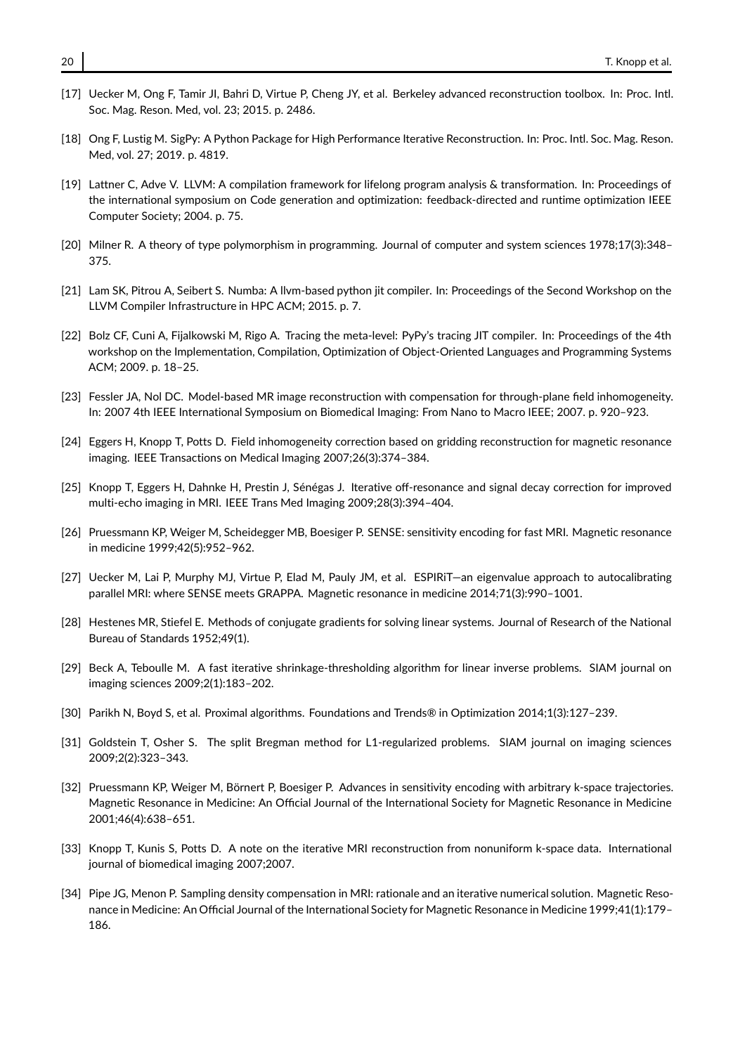[17] Uecker M, Ong F, Tamir JI, Bahri D, Virtue P, Cheng JY, et al. Berkeley advanced reconstruction toolbox. In: Proc. Intl. Soc. Mag. Reson. Med, vol. 23; 2015. p. 2486.

[18] Ong F, Lustig M. SigPy: A Python Package for High Performance Iterative Reconstruction. In: Proc. Intl. Soc. Mag. Reson. Med, vol. 27; 2019. p. 4819.

[19] Lattner C, Adve V. LLVM: A compilation framework for lifelong program analysis & transformation. In: Proceedings of the international symposium on Code generation and optimization: feedback-directed and runtime optimization IEEE Computer Society; 2004. p. 75.

[20] Milner R. A theory of type polymorphism in programming. Journal of computer and system sciences 1978;17(3):348–375.

[21] Lam SK, Pitrou A, Seibert S. Numba: A llvm-based python jit compiler. In: Proceedings of the Second Workshop on the LLVM Compiler Infrastructure in HPC ACM; 2015. p. 7.

[22] Bolz CF, Cuni A, Fijalkowski M, Rigo A. Tracing the meta-level: PyPy's tracing JIT compiler. In: Proceedings of the 4th workshop on the Implementation, Compilation, Optimization of Object-Oriented Languages and Programming Systems ACM; 2009. p. 18–25.

[23] Fessler JA, Nol DC. Model-based MR image reconstruction with compensation for through-plane field inhomogeneity. In: 2007 4th IEEE International Symposium on Biomedical Imaging: From Nano to Macro IEEE; 2007. p. 920–923.

[24] Eggers H, Knopp T, Potts D. Field inhomogeneity correction based on gridding reconstruction for magnetic resonance imaging. IEEE Transactions on Medical Imaging 2007;26(3):374–384.

[25] Knopp T, Eggers H, Dahnke H, Prestin J, Sénégas J. Iterative off-resonance and signal decay correction for improved multi-echo imaging in MRI. IEEE Trans Med Imaging 2009;28(3):394–404.

[26] Pruessmann KP, Weiger M, Scheidegger MB, Boesiger P. SENSE: sensitivity encoding for fast MRI. Magnetic resonance in medicine 1999;42(5):952–962.

[27] Uecker M, Lai P, Murphy MJ, Virtue P, Elad M, Pauly JM, et al. ESPIRiT—an eigenvalue approach to autocalibrating parallel MRI: where SENSE meets GRAPPA. Magnetic resonance in medicine 2014;71(3):990–1001.

[28] Hestenes MR, Stiefel E. Methods of conjugate gradients for solving linear systems. Journal of Research of the National Bureau of Standards 1952;49(1).

[29] Beck A, Teboulle M. A fast iterative shrinkage-thresholding algorithm for linear inverse problems. SIAM journal on imaging sciences 2009;2(1):183–202.

[30] Parikh N, Boyd S, et al. Proximal algorithms. Foundations and Trends® in Optimization 2014;1(3):127–239.

[31] Goldstein T, Osher S. The split Bregman method for L1-regularized problems. SIAM journal on imaging sciences 2009;2(2):323–343.

[32] Pruessmann KP, Weiger M, Börnert P, Boesiger P. Advances in sensitivity encoding with arbitrary k-space trajectories. Magnetic Resonance in Medicine: An Official Journal of the International Society for Magnetic Resonance in Medicine 2001;46(4):638–651.

[33] Knopp T, Kunis S, Potts D. A note on the iterative MRI reconstruction from nonuniform k-space data. International journal of biomedical imaging 2007;2007.

[34] Pipe JG, Menon P. Sampling density compensation in MRI: rationale and an iterative numerical solution. Magnetic Resonance in Medicine: An Official Journal of the International Society for Magnetic Resonance in Medicine 1999;41(1):179–186.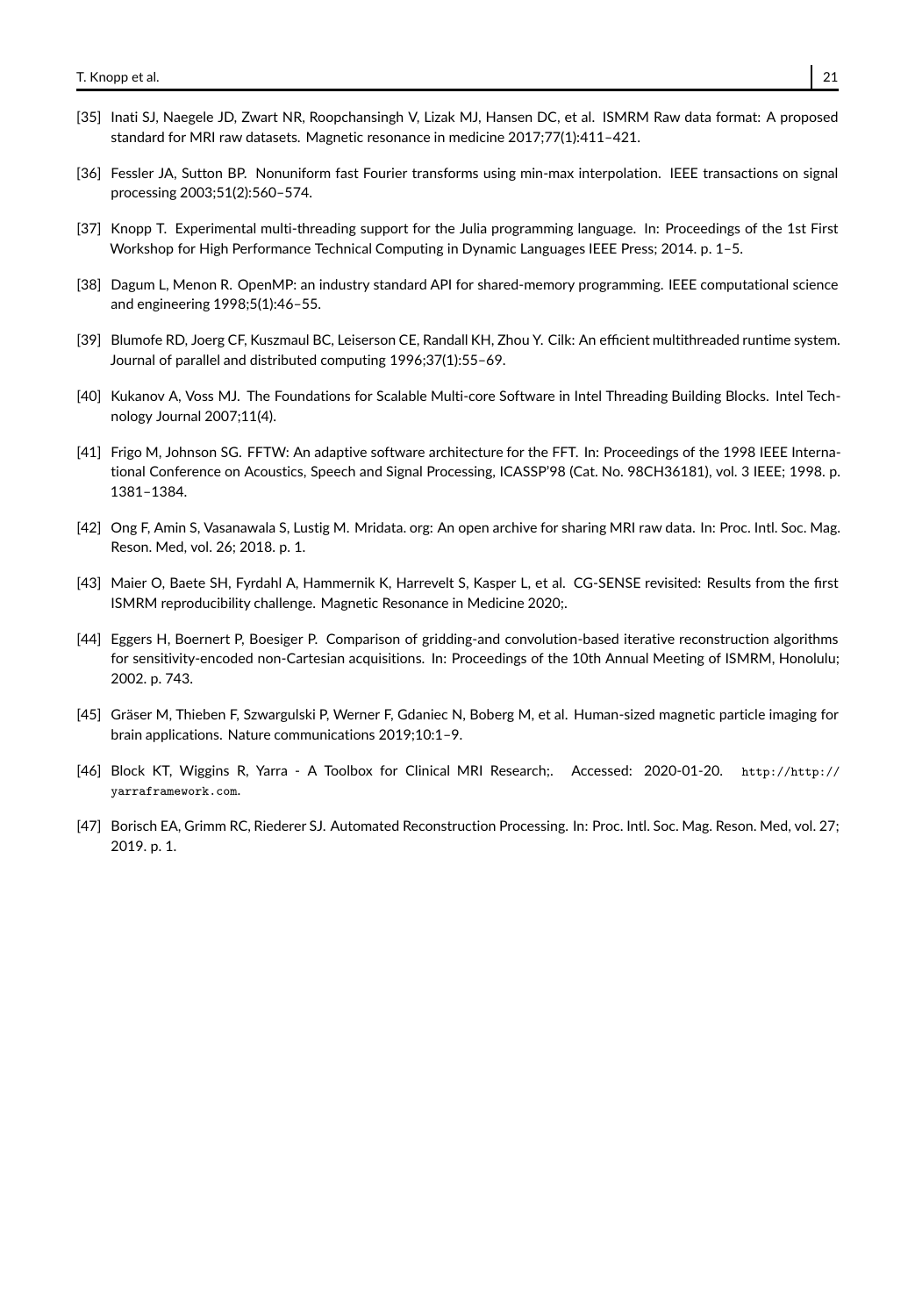[35] Inati SJ, Naegele JD, Zwart NR, Roopchansingh V, Lizak MJ, Hansen DC, et al. ISMRM Raw data format: A proposed standard for MRI raw datasets. Magnetic resonance in medicine 2017;77(1):411–421.

[36] Fessler JA, Sutton BP. Nonuniform fast Fourier transforms using min-max interpolation. IEEE transactions on signal processing 2003;51(2):560–574.

[37] Knopp T. Experimental multi-threading support for the Julia programming language. In: Proceedings of the 1st First Workshop for High Performance Technical Computing in Dynamic Languages IEEE Press; 2014. p. 1–5.

[38] Dagum L, Menon R. OpenMP: an industry standard API for shared-memory programming. IEEE computational science and engineering 1998;5(1):46–55.

[39] Blumofe RD, Joerg CF, Kuszmaul BC, Leiserson CE, Randall KH, Zhou Y. Cilk: An efficient multithreaded runtime system. Journal of parallel and distributed computing 1996;37(1):55–69.

[40] Kukanov A, Voss MJ. The Foundations for Scalable Multi-core Software in Intel Threading Building Blocks. Intel Technology Journal 2007;11(4).

[41] Frigo M, Johnson SG. FFTW: An adaptive software architecture for the FFT. In: Proceedings of the 1998 IEEE International Conference on Acoustics, Speech and Signal Processing, ICASSP'98 (Cat. No. 98CH36181), vol. 3 IEEE; 1998. p. 1381–1384.

[42] Ong F, Amin S, Vasanawala S, Lustig M. Mridata. org: An open archive for sharing MRI raw data. In: Proc. Intl. Soc. Mag. Reson. Med, vol. 26; 2018. p. 1.

[43] Maier O, Baete SH, Fyrdahl A, Hammernik K, Harrevelt S, Kasper L, et al. CG-SENSE revisited: Results from the first ISMRM reproducibility challenge. Magnetic Resonance in Medicine 2020;.

[44] Eggers H, Boernert P, Boesiger P. Comparison of gridding-and convolution-based iterative reconstruction algorithms for sensitivity-encoded non-Cartesian acquisitions. In: Proceedings of the 10th Annual Meeting of ISMRM, Honolulu; 2002. p. 743.

[45] Gräser M, Thieben F, Szwargulski P, Werner F, Gdaniec N, Boberg M, et al. Human-sized magnetic particle imaging for brain applications. Nature communications 2019;10:1–9.

[46] Block KT, Wiggins R, Yarra - A Toolbox for Clinical MRI Research;. Accessed: 2020-01-20. http://http://yarraframework.com.

[47] Borisch EA, Grimm RC, Riederer SJ. Automated Reconstruction Processing. In: Proc. Intl. Soc. Mag. Reson. Med, vol. 27; 2019. p. 1.